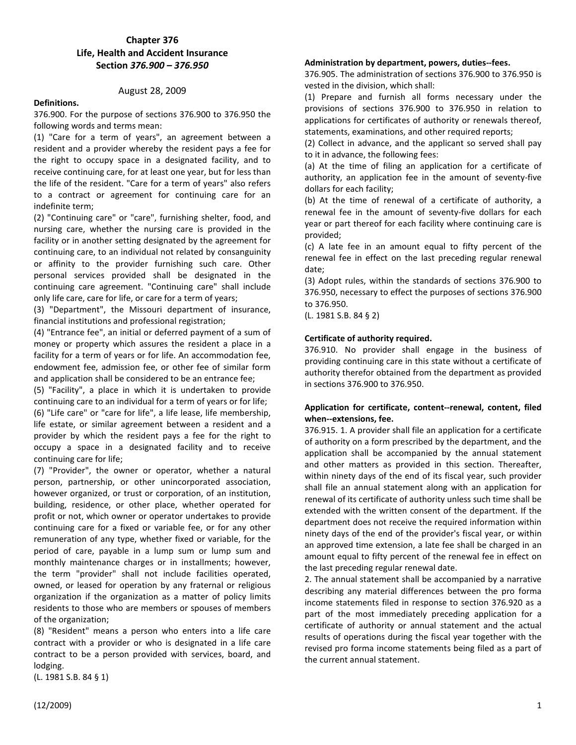# Chapter 376
## Life, Health and Accident Insurance
## Section *376.900 – 376.950*

August 28, 2009

**Definitions.**

376.900. For the purpose of sections 376.900 to 376.950 the following words and terms mean:

(1) "Care for a term of years", an agreement between a resident and a provider whereby the resident pays a fee for the right to occupy space in a designated facility, and to receive continuing care, for at least one year, but for less than the life of the resident. "Care for a term of years" also refers to a contract or agreement for continuing care for an indefinite term;

(2) "Continuing care" or "care", furnishing shelter, food, and nursing care, whether the nursing care is provided in the facility or in another setting designated by the agreement for continuing care, to an individual not related by consanguinity or affinity to the provider furnishing such care. Other personal services provided shall be designated in the continuing care agreement. "Continuing care" shall include only life care, care for life, or care for a term of years;

(3) "Department", the Missouri department of insurance, financial institutions and professional registration;

(4) "Entrance fee", an initial or deferred payment of a sum of money or property which assures the resident a place in a facility for a term of years or for life. An accommodation fee, endowment fee, admission fee, or other fee of similar form and application shall be considered to be an entrance fee;

(5) "Facility", a place in which it is undertaken to provide continuing care to an individual for a term of years or for life;

(6) "Life care" or "care for life", a life lease, life membership, life estate, or similar agreement between a resident and a provider by which the resident pays a fee for the right to occupy a space in a designated facility and to receive continuing care for life;

(7) "Provider", the owner or operator, whether a natural person, partnership, or other unincorporated association, however organized, or trust or corporation, of an institution, building, residence, or other place, whether operated for profit or not, which owner or operator undertakes to provide continuing care for a fixed or variable fee, or for any other remuneration of any type, whether fixed or variable, for the period of care, payable in a lump sum or lump sum and monthly maintenance charges or in installments; however, the term "provider" shall not include facilities operated, owned, or leased for operation by any fraternal or religious organization if the organization as a matter of policy limits residents to those who are members or spouses of members of the organization;

(8) "Resident" means a person who enters into a life care contract with a provider or who is designated in a life care contract to be a person provided with services, board, and lodging.

(L. 1981 S.B. 84 § 1)

**Administration by department, powers, duties--fees.**

376.905. The administration of sections 376.900 to 376.950 is vested in the division, which shall:

(1) Prepare and furnish all forms necessary under the provisions of sections 376.900 to 376.950 in relation to applications for certificates of authority or renewals thereof, statements, examinations, and other required reports;

(2) Collect in advance, and the applicant so served shall pay to it in advance, the following fees:

(a) At the time of filing an application for a certificate of authority, an application fee in the amount of seventy-five dollars for each facility;

(b) At the time of renewal of a certificate of authority, a renewal fee in the amount of seventy-five dollars for each year or part thereof for each facility where continuing care is provided;

(c) A late fee in an amount equal to fifty percent of the renewal fee in effect on the last preceding regular renewal date;

(3) Adopt rules, within the standards of sections 376.900 to 376.950, necessary to effect the purposes of sections 376.900 to 376.950.

(L. 1981 S.B. 84 § 2)

**Certificate of authority required.**

376.910. No provider shall engage in the business of providing continuing care in this state without a certificate of authority therefor obtained from the department as provided in sections 376.900 to 376.950.

**Application for certificate, content--renewal, content, filed when--extensions, fee.**

376.915. 1. A provider shall file an application for a certificate of authority on a form prescribed by the department, and the application shall be accompanied by the annual statement and other matters as provided in this section. Thereafter, within ninety days of the end of its fiscal year, such provider shall file an annual statement along with an application for renewal of its certificate of authority unless such time shall be extended with the written consent of the department. If the department does not receive the required information within ninety days of the end of the provider's fiscal year, or within an approved time extension, a late fee shall be charged in an amount equal to fifty percent of the renewal fee in effect on the last preceding regular renewal date.

2. The annual statement shall be accompanied by a narrative describing any material differences between the pro forma income statements filed in response to section 376.920 as a part of the most immediately preceding application for a certificate of authority or annual statement and the actual results of operations during the fiscal year together with the revised pro forma income statements being filed as a part of the current annual statement.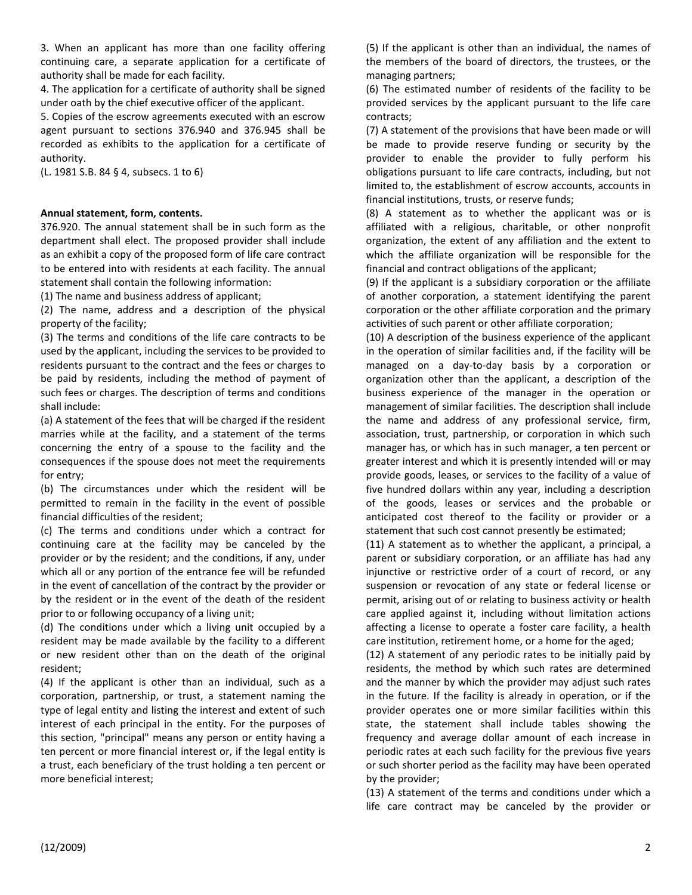3. When an applicant has more than one facility offering continuing care, a separate application for a certificate of authority shall be made for each facility.

4. The application for a certificate of authority shall be signed under oath by the chief executive officer of the applicant.

5. Copies of the escrow agreements executed with an escrow agent pursuant to sections 376.940 and 376.945 shall be recorded as exhibits to the application for a certificate of authority.

(L. 1981 S.B. 84 § 4, subsecs. 1 to 6)

**Annual statement, form, contents.**

376.920. The annual statement shall be in such form as the department shall elect. The proposed provider shall include as an exhibit a copy of the proposed form of life care contract to be entered into with residents at each facility. The annual statement shall contain the following information:

(1) The name and business address of applicant;

(2) The name, address and a description of the physical property of the facility;

(3) The terms and conditions of the life care contracts to be used by the applicant, including the services to be provided to residents pursuant to the contract and the fees or charges to be paid by residents, including the method of payment of such fees or charges. The description of terms and conditions shall include:

(a) A statement of the fees that will be charged if the resident marries while at the facility, and a statement of the terms concerning the entry of a spouse to the facility and the consequences if the spouse does not meet the requirements for entry;

(b) The circumstances under which the resident will be permitted to remain in the facility in the event of possible financial difficulties of the resident;

(c) The terms and conditions under which a contract for continuing care at the facility may be canceled by the provider or by the resident; and the conditions, if any, under which all or any portion of the entrance fee will be refunded in the event of cancellation of the contract by the provider or by the resident or in the event of the death of the resident prior to or following occupancy of a living unit;

(d) The conditions under which a living unit occupied by a resident may be made available by the facility to a different or new resident other than on the death of the original resident;

(4) If the applicant is other than an individual, such as a corporation, partnership, or trust, a statement naming the type of legal entity and listing the interest and extent of such interest of each principal in the entity. For the purposes of this section, "principal" means any person or entity having a ten percent or more financial interest or, if the legal entity is a trust, each beneficiary of the trust holding a ten percent or more beneficial interest;

(5) If the applicant is other than an individual, the names of the members of the board of directors, the trustees, or the managing partners;

(6) The estimated number of residents of the facility to be provided services by the applicant pursuant to the life care contracts;

(7) A statement of the provisions that have been made or will be made to provide reserve funding or security by the provider to enable the provider to fully perform his obligations pursuant to life care contracts, including, but not limited to, the establishment of escrow accounts, accounts in financial institutions, trusts, or reserve funds;

(8) A statement as to whether the applicant was or is affiliated with a religious, charitable, or other nonprofit organization, the extent of any affiliation and the extent to which the affiliate organization will be responsible for the financial and contract obligations of the applicant;

(9) If the applicant is a subsidiary corporation or the affiliate of another corporation, a statement identifying the parent corporation or the other affiliate corporation and the primary activities of such parent or other affiliate corporation;

(10) A description of the business experience of the applicant in the operation of similar facilities and, if the facility will be managed on a day-to-day basis by a corporation or organization other than the applicant, a description of the business experience of the manager in the operation or management of similar facilities. The description shall include the name and address of any professional service, firm, association, trust, partnership, or corporation in which such manager has, or which has in such manager, a ten percent or greater interest and which it is presently intended will or may provide goods, leases, or services to the facility of a value of five hundred dollars within any year, including a description of the goods, leases or services and the probable or anticipated cost thereof to the facility or provider or a statement that such cost cannot presently be estimated;

(11) A statement as to whether the applicant, a principal, a parent or subsidiary corporation, or an affiliate has had any injunctive or restrictive order of a court of record, or any suspension or revocation of any state or federal license or permit, arising out of or relating to business activity or health care applied against it, including without limitation actions affecting a license to operate a foster care facility, a health care institution, retirement home, or a home for the aged;

(12) A statement of any periodic rates to be initially paid by residents, the method by which such rates are determined and the manner by which the provider may adjust such rates in the future. If the facility is already in operation, or if the provider operates one or more similar facilities within this state, the statement shall include tables showing the frequency and average dollar amount of each increase in periodic rates at each such facility for the previous five years or such shorter period as the facility may have been operated by the provider;

(13) A statement of the terms and conditions under which a life care contract may be canceled by the provider or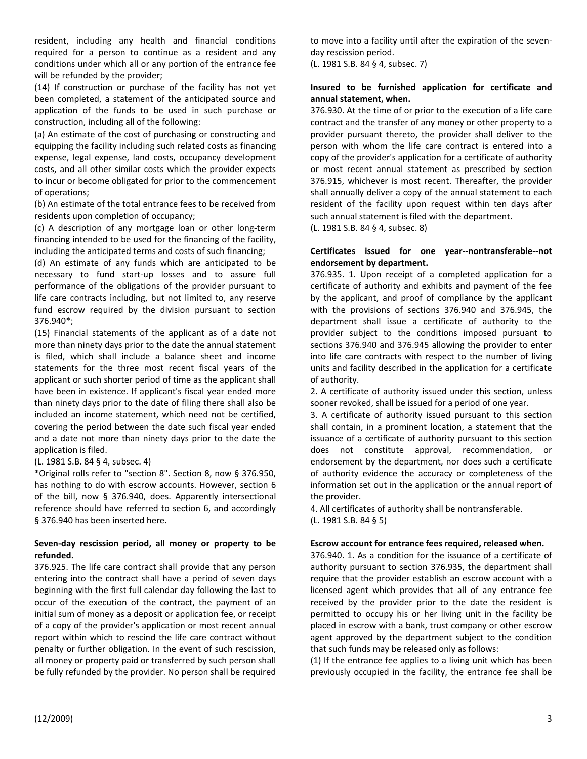resident, including any health and financial conditions required for a person to continue as a resident and any conditions under which all or any portion of the entrance fee will be refunded by the provider;

(14) If construction or purchase of the facility has not yet been completed, a statement of the anticipated source and application of the funds to be used in such purchase or construction, including all of the following:

(a) An estimate of the cost of purchasing or constructing and equipping the facility including such related costs as financing expense, legal expense, land costs, occupancy development costs, and all other similar costs which the provider expects to incur or become obligated for prior to the commencement of operations;

(b) An estimate of the total entrance fees to be received from residents upon completion of occupancy;

(c) A description of any mortgage loan or other long-term financing intended to be used for the financing of the facility, including the anticipated terms and costs of such financing;

(d) An estimate of any funds which are anticipated to be necessary to fund start-up losses and to assure full performance of the obligations of the provider pursuant to life care contracts including, but not limited to, any reserve fund escrow required by the division pursuant to section 376.940*;

(15) Financial statements of the applicant as of a date not more than ninety days prior to the date the annual statement is filed, which shall include a balance sheet and income statements for the three most recent fiscal years of the applicant or such shorter period of time as the applicant shall have been in existence. If applicant's fiscal year ended more than ninety days prior to the date of filing there shall also be included an income statement, which need not be certified, covering the period between the date such fiscal year ended and a date not more than ninety days prior to the date the application is filed.

(L. 1981 S.B. 84 § 4, subsec. 4)

*Original rolls refer to "section 8". Section 8, now § 376.950, has nothing to do with escrow accounts. However, section 6 of the bill, now § 376.940, does. Apparently intersectional reference should have referred to section 6, and accordingly § 376.940 has been inserted here.

**Seven-day rescission period, all money or property to be refunded.**

376.925. The life care contract shall provide that any person entering into the contract shall have a period of seven days beginning with the first full calendar day following the last to occur of the execution of the contract, the payment of an initial sum of money as a deposit or application fee, or receipt of a copy of the provider's application or most recent annual report within which to rescind the life care contract without penalty or further obligation. In the event of such rescission, all money or property paid or transferred by such person shall be fully refunded by the provider. No person shall be required to move into a facility until after the expiration of the seven-day rescission period.

(L. 1981 S.B. 84 § 4, subsec. 7)

**Insured to be furnished application for certificate and annual statement, when.**

376.930. At the time of or prior to the execution of a life care contract and the transfer of any money or other property to a provider pursuant thereto, the provider shall deliver to the person with whom the life care contract is entered into a copy of the provider's application for a certificate of authority or most recent annual statement as prescribed by section 376.915, whichever is most recent. Thereafter, the provider shall annually deliver a copy of the annual statement to each resident of the facility upon request within ten days after such annual statement is filed with the department.

(L. 1981 S.B. 84 § 4, subsec. 8)

**Certificates issued for one year--nontransferable--not endorsement by department.**

376.935. 1. Upon receipt of a completed application for a certificate of authority and exhibits and payment of the fee by the applicant, and proof of compliance by the applicant with the provisions of sections 376.940 and 376.945, the department shall issue a certificate of authority to the provider subject to the conditions imposed pursuant to sections 376.940 and 376.945 allowing the provider to enter into life care contracts with respect to the number of living units and facility described in the application for a certificate of authority.

2. A certificate of authority issued under this section, unless sooner revoked, shall be issued for a period of one year.

3. A certificate of authority issued pursuant to this section shall contain, in a prominent location, a statement that the issuance of a certificate of authority pursuant to this section does not constitute approval, recommendation, or endorsement by the department, nor does such a certificate of authority evidence the accuracy or completeness of the information set out in the application or the annual report of the provider.

4. All certificates of authority shall be nontransferable.

(L. 1981 S.B. 84 § 5)

**Escrow account for entrance fees required, released when.**

376.940. 1. As a condition for the issuance of a certificate of authority pursuant to section 376.935, the department shall require that the provider establish an escrow account with a licensed agent which provides that all of any entrance fee received by the provider prior to the date the resident is permitted to occupy his or her living unit in the facility be placed in escrow with a bank, trust company or other escrow agent approved by the department subject to the condition that such funds may be released only as follows:

(1) If the entrance fee applies to a living unit which has been previously occupied in the facility, the entrance fee shall be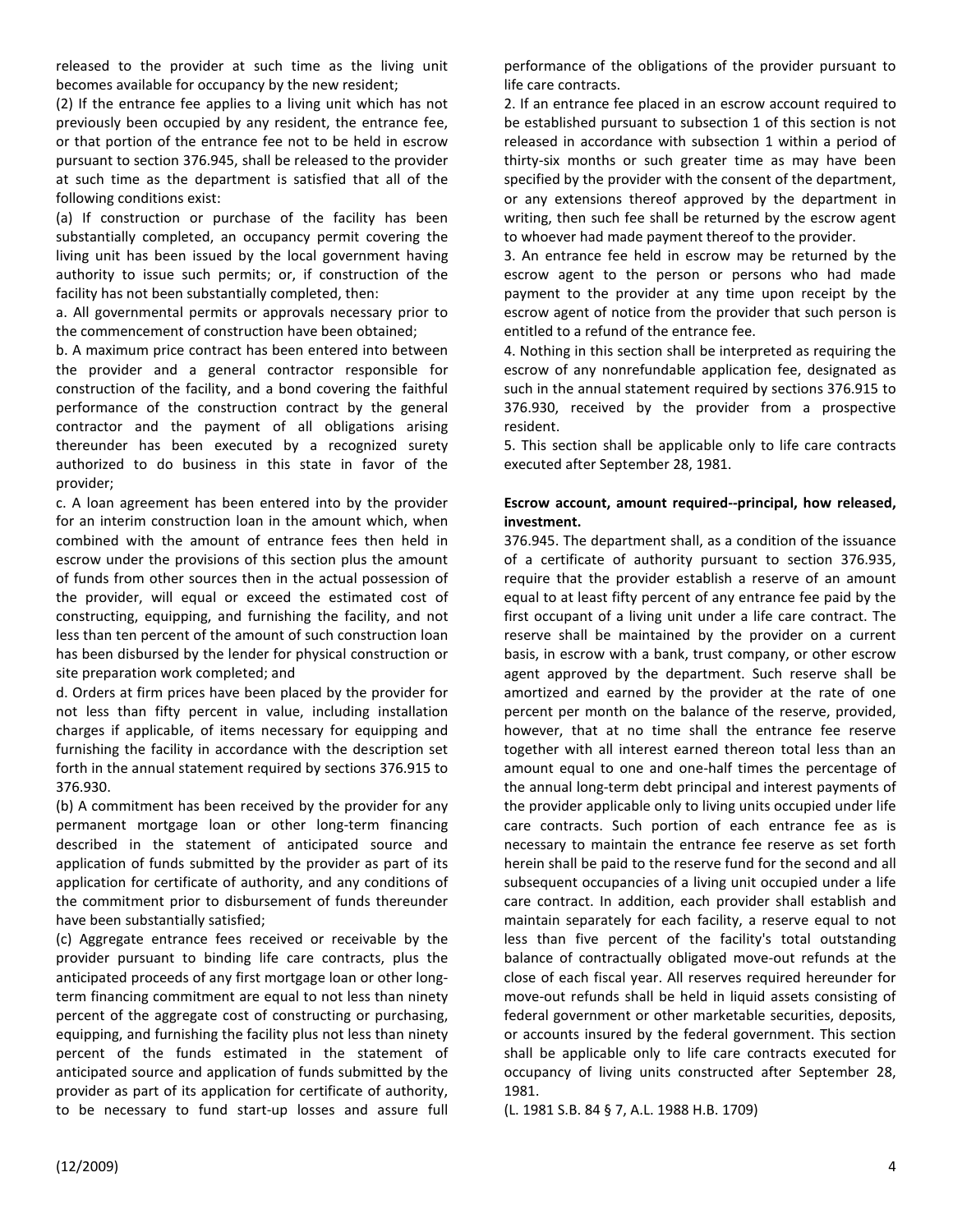released to the provider at such time as the living unit becomes available for occupancy by the new resident;

(2) If the entrance fee applies to a living unit which has not previously been occupied by any resident, the entrance fee, or that portion of the entrance fee not to be held in escrow pursuant to section 376.945, shall be released to the provider at such time as the department is satisfied that all of the following conditions exist:

(a) If construction or purchase of the facility has been substantially completed, an occupancy permit covering the living unit has been issued by the local government having authority to issue such permits; or, if construction of the facility has not been substantially completed, then:

a. All governmental permits or approvals necessary prior to the commencement of construction have been obtained;

b. A maximum price contract has been entered into between the provider and a general contractor responsible for construction of the facility, and a bond covering the faithful performance of the construction contract by the general contractor and the payment of all obligations arising thereunder has been executed by a recognized surety authorized to do business in this state in favor of the provider;

c. A loan agreement has been entered into by the provider for an interim construction loan in the amount which, when combined with the amount of entrance fees then held in escrow under the provisions of this section plus the amount of funds from other sources then in the actual possession of the provider, will equal or exceed the estimated cost of constructing, equipping, and furnishing the facility, and not less than ten percent of the amount of such construction loan has been disbursed by the lender for physical construction or site preparation work completed; and

d. Orders at firm prices have been placed by the provider for not less than fifty percent in value, including installation charges if applicable, of items necessary for equipping and furnishing the facility in accordance with the description set forth in the annual statement required by sections 376.915 to 376.930.

(b) A commitment has been received by the provider for any permanent mortgage loan or other long-term financing described in the statement of anticipated source and application of funds submitted by the provider as part of its application for certificate of authority, and any conditions of the commitment prior to disbursement of funds thereunder have been substantially satisfied;

(c) Aggregate entrance fees received or receivable by the provider pursuant to binding life care contracts, plus the anticipated proceeds of any first mortgage loan or other long-term financing commitment are equal to not less than ninety percent of the aggregate cost of constructing or purchasing, equipping, and furnishing the facility plus not less than ninety percent of the funds estimated in the statement of anticipated source and application of funds submitted by the provider as part of its application for certificate of authority, to be necessary to fund start-up losses and assure full performance of the obligations of the provider pursuant to life care contracts.

2. If an entrance fee placed in an escrow account required to be established pursuant to subsection 1 of this section is not released in accordance with subsection 1 within a period of thirty-six months or such greater time as may have been specified by the provider with the consent of the department, or any extensions thereof approved by the department in writing, then such fee shall be returned by the escrow agent to whoever had made payment thereof to the provider.

3. An entrance fee held in escrow may be returned by the escrow agent to the person or persons who had made payment to the provider at any time upon receipt by the escrow agent of notice from the provider that such person is entitled to a refund of the entrance fee.

4. Nothing in this section shall be interpreted as requiring the escrow of any nonrefundable application fee, designated as such in the annual statement required by sections 376.915 to 376.930, received by the provider from a prospective resident.

5. This section shall be applicable only to life care contracts executed after September 28, 1981.

**Escrow account, amount required--principal, how released, investment.**

376.945. The department shall, as a condition of the issuance of a certificate of authority pursuant to section 376.935, require that the provider establish a reserve of an amount equal to at least fifty percent of any entrance fee paid by the first occupant of a living unit under a life care contract. The reserve shall be maintained by the provider on a current basis, in escrow with a bank, trust company, or other escrow agent approved by the department. Such reserve shall be amortized and earned by the provider at the rate of one percent per month on the balance of the reserve, provided, however, that at no time shall the entrance fee reserve together with all interest earned thereon total less than an amount equal to one and one-half times the percentage of the annual long-term debt principal and interest payments of the provider applicable only to living units occupied under life care contracts. Such portion of each entrance fee as is necessary to maintain the entrance fee reserve as set forth herein shall be paid to the reserve fund for the second and all subsequent occupancies of a living unit occupied under a life care contract. In addition, each provider shall establish and maintain separately for each facility, a reserve equal to not less than five percent of the facility's total outstanding balance of contractually obligated move-out refunds at the close of each fiscal year. All reserves required hereunder for move-out refunds shall be held in liquid assets consisting of federal government or other marketable securities, deposits, or accounts insured by the federal government. This section shall be applicable only to life care contracts executed for occupancy of living units constructed after September 28, 1981.

(L. 1981 S.B. 84 § 7, A.L. 1988 H.B. 1709)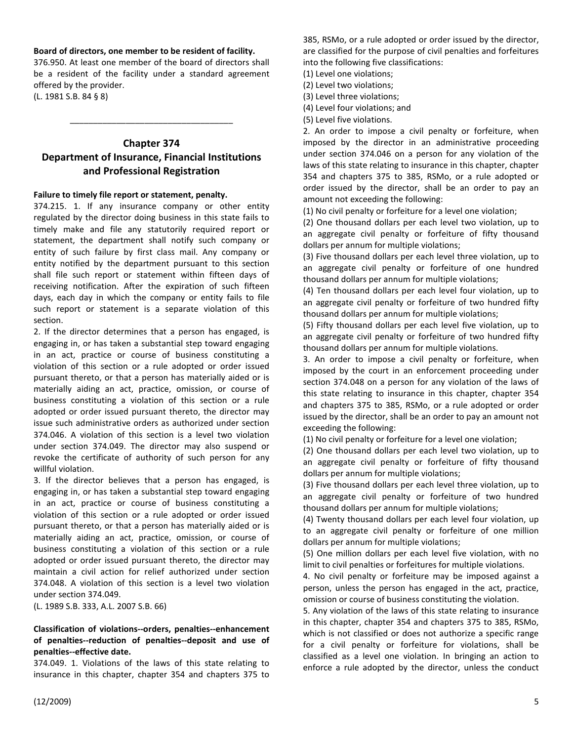**Board of directors, one member to be resident of facility.**

376.950. At least one member of the board of directors shall be a resident of the facility under a standard agreement offered by the provider.

(L. 1981 S.B. 84 § 8)

---

## Chapter 374
## Department of Insurance, Financial Institutions and Professional Registration

**Failure to timely file report or statement, penalty.**

374.215. 1. If any insurance company or other entity regulated by the director doing business in this state fails to timely make and file any statutorily required report or statement, the department shall notify such company or entity of such failure by first class mail. Any company or entity notified by the department pursuant to this section shall file such report or statement within fifteen days of receiving notification. After the expiration of such fifteen days, each day in which the company or entity fails to file such report or statement is a separate violation of this section.

2. If the director determines that a person has engaged, is engaging in, or has taken a substantial step toward engaging in an act, practice or course of business constituting a violation of this section or a rule adopted or order issued pursuant thereto, or that a person has materially aided or is materially aiding an act, practice, omission, or course of business constituting a violation of this section or a rule adopted or order issued pursuant thereto, the director may issue such administrative orders as authorized under section 374.046. A violation of this section is a level two violation under section 374.049. The director may also suspend or revoke the certificate of authority of such person for any willful violation.

3. If the director believes that a person has engaged, is engaging in, or has taken a substantial step toward engaging in an act, practice or course of business constituting a violation of this section or a rule adopted or order issued pursuant thereto, or that a person has materially aided or is materially aiding an act, practice, omission, or course of business constituting a violation of this section or a rule adopted or order issued pursuant thereto, the director may maintain a civil action for relief authorized under section 374.048. A violation of this section is a level two violation under section 374.049.

(L. 1989 S.B. 333, A.L. 2007 S.B. 66)

**Classification of violations--orders, penalties--enhancement of penalties--reduction of penalties--deposit and use of penalties--effective date.**

374.049. 1. Violations of the laws of this state relating to insurance in this chapter, chapter 354 and chapters 375 to 385, RSMo, or a rule adopted or order issued by the director, are classified for the purpose of civil penalties and forfeitures into the following five classifications:

(1) Level one violations;
(2) Level two violations;
(3) Level three violations;
(4) Level four violations; and
(5) Level five violations.

2. An order to impose a civil penalty or forfeiture, when imposed by the director in an administrative proceeding under section 374.046 on a person for any violation of the laws of this state relating to insurance in this chapter, chapter 354 and chapters 375 to 385, RSMo, or a rule adopted or order issued by the director, shall be an order to pay an amount not exceeding the following:

(1) No civil penalty or forfeiture for a level one violation;
(2) One thousand dollars per each level two violation, up to an aggregate civil penalty or forfeiture of fifty thousand dollars per annum for multiple violations;
(3) Five thousand dollars per each level three violation, up to an aggregate civil penalty or forfeiture of one hundred thousand dollars per annum for multiple violations;
(4) Ten thousand dollars per each level four violation, up to an aggregate civil penalty or forfeiture of two hundred fifty thousand dollars per annum for multiple violations;
(5) Fifty thousand dollars per each level five violation, up to an aggregate civil penalty or forfeiture of two hundred fifty thousand dollars per annum for multiple violations.

3. An order to impose a civil penalty or forfeiture, when imposed by the court in an enforcement proceeding under section 374.048 on a person for any violation of the laws of this state relating to insurance in this chapter, chapter 354 and chapters 375 to 385, RSMo, or a rule adopted or order issued by the director, shall be an order to pay an amount not exceeding the following:

(1) No civil penalty or forfeiture for a level one violation;
(2) One thousand dollars per each level two violation, up to an aggregate civil penalty or forfeiture of fifty thousand dollars per annum for multiple violations;
(3) Five thousand dollars per each level three violation, up to an aggregate civil penalty or forfeiture of two hundred thousand dollars per annum for multiple violations;
(4) Twenty thousand dollars per each level four violation, up to an aggregate civil penalty or forfeiture of one million dollars per annum for multiple violations;
(5) One million dollars per each level five violation, with no limit to civil penalties or forfeitures for multiple violations.

4. No civil penalty or forfeiture may be imposed against a person, unless the person has engaged in the act, practice, omission or course of business constituting the violation.

5. Any violation of the laws of this state relating to insurance in this chapter, chapter 354 and chapters 375 to 385, RSMo, which is not classified or does not authorize a specific range for a civil penalty or forfeiture for violations, shall be classified as a level one violation. In bringing an action to enforce a rule adopted by the director, unless the conduct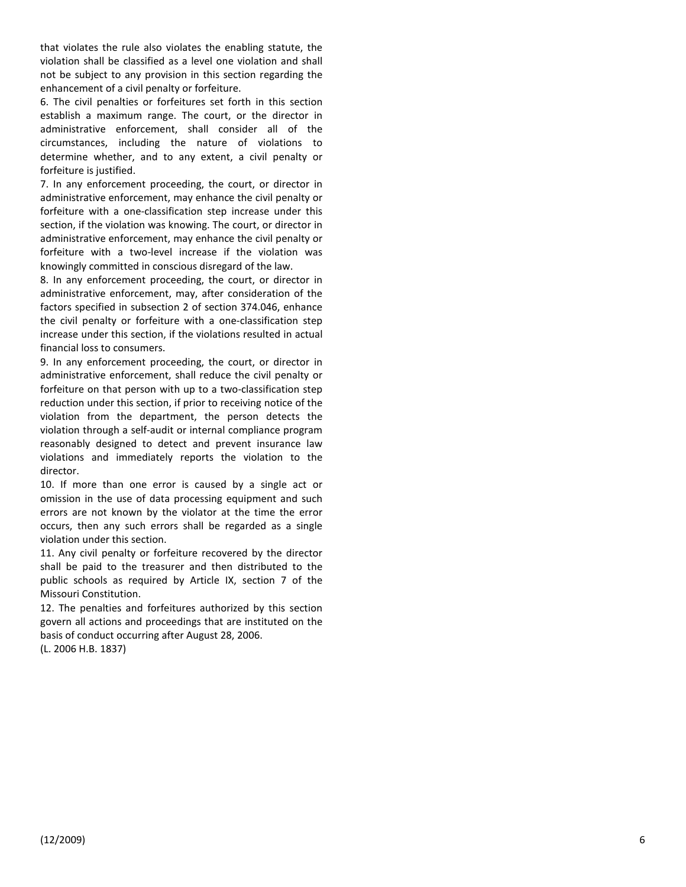that violates the rule also violates the enabling statute, the violation shall be classified as a level one violation and shall not be subject to any provision in this section regarding the enhancement of a civil penalty or forfeiture.

6. The civil penalties or forfeitures set forth in this section establish a maximum range. The court, or the director in administrative enforcement, shall consider all of the circumstances, including the nature of violations to determine whether, and to any extent, a civil penalty or forfeiture is justified.

7. In any enforcement proceeding, the court, or director in administrative enforcement, may enhance the civil penalty or forfeiture with a one-classification step increase under this section, if the violation was knowing. The court, or director in administrative enforcement, may enhance the civil penalty or forfeiture with a two-level increase if the violation was knowingly committed in conscious disregard of the law.

8. In any enforcement proceeding, the court, or director in administrative enforcement, may, after consideration of the factors specified in subsection 2 of section 374.046, enhance the civil penalty or forfeiture with a one-classification step increase under this section, if the violations resulted in actual financial loss to consumers.

9. In any enforcement proceeding, the court, or director in administrative enforcement, shall reduce the civil penalty or forfeiture on that person with up to a two-classification step reduction under this section, if prior to receiving notice of the violation from the department, the person detects the violation through a self-audit or internal compliance program reasonably designed to detect and prevent insurance law violations and immediately reports the violation to the director.

10. If more than one error is caused by a single act or omission in the use of data processing equipment and such errors are not known by the violator at the time the error occurs, then any such errors shall be regarded as a single violation under this section.

11. Any civil penalty or forfeiture recovered by the director shall be paid to the treasurer and then distributed to the public schools as required by Article IX, section 7 of the Missouri Constitution.

12. The penalties and forfeitures authorized by this section govern all actions and proceedings that are instituted on the basis of conduct occurring after August 28, 2006.

(L. 2006 H.B. 1837)

(12/2009)